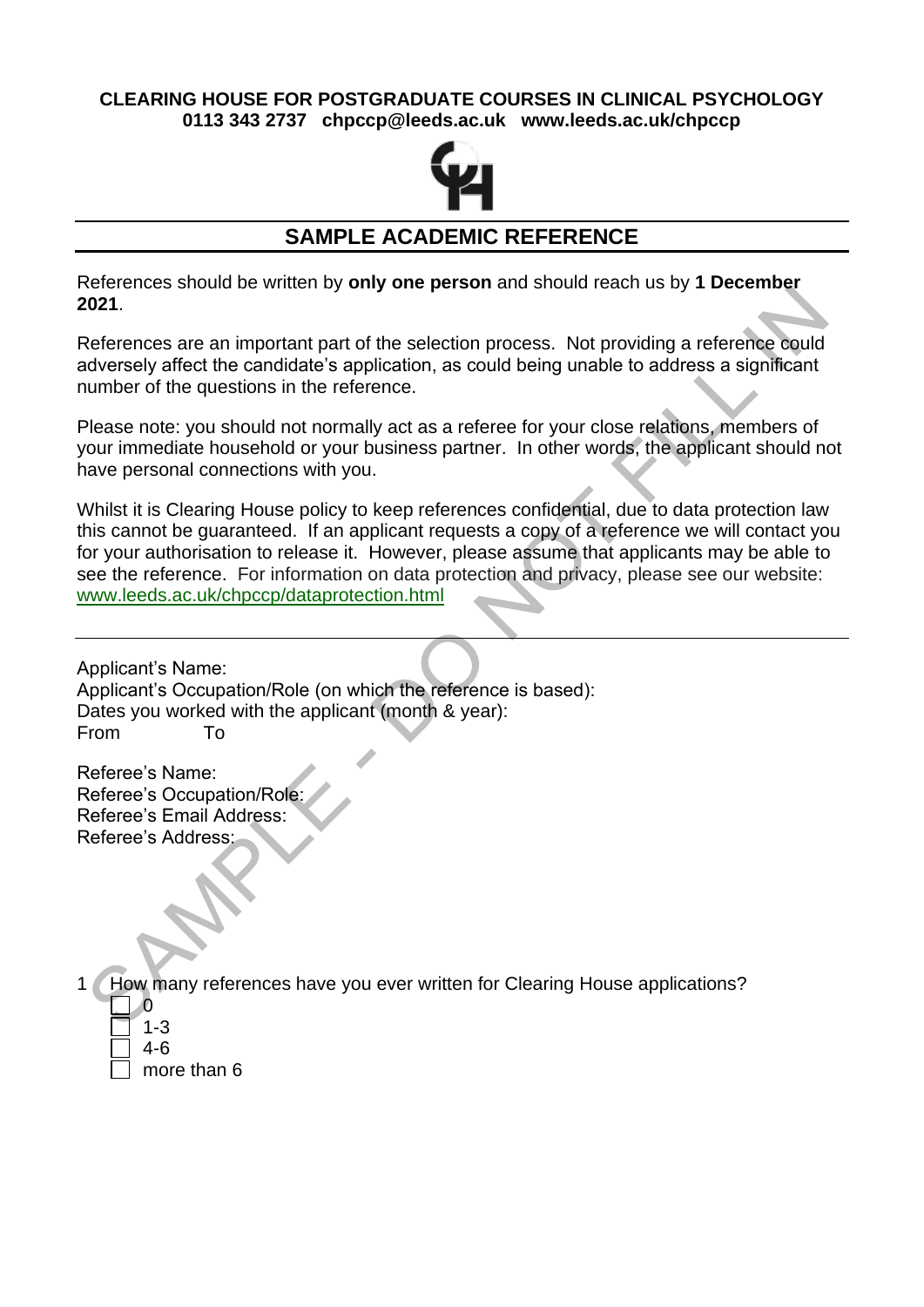**CLEARING HOUSE FOR POSTGRADUATE COURSES IN CLINICAL PSYCHOLOGY**
**0113 343 2737 chpccp@leeds.ac.uk www.leeds.ac.uk/chpccp**

# SAMPLE ACADEMIC REFERENCE

References should be written by **only one person** and should reach us by **1 December 2021**.

References are an important part of the selection process. Not providing a reference could adversely affect the candidate's application, as could being unable to address a significant number of the questions in the reference.

Please note: you should not normally act as a referee for your close relations, members of your immediate household or your business partner. In other words, the applicant should not have personal connections with you.

Whilst it is Clearing House policy to keep references confidential, due to data protection law this cannot be guaranteed. If an applicant requests a copy of a reference we will contact you for your authorisation to release it. However, please assume that applicants may be able to see the reference. For information on data protection and privacy, please see our website: www.leeds.ac.uk/chpccp/dataprotection.html

---

Applicant's Name:
Applicant's Occupation/Role (on which the reference is based):
Dates you worked with the applicant (month & year):
From To

Referee's Name:
Referee's Occupation/Role:
Referee's Email Address:
Referee's Address:

1 How many references have you ever written for Clearing House applications?

- ☐ 0
- ☐ 1-3
- ☐ 4-6
- ☐ more than 6

SAMPLE - DO NOT FILL IN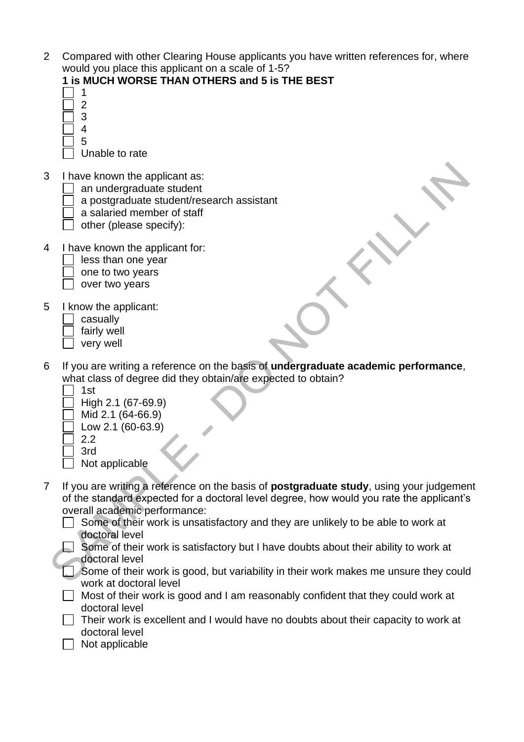2 Compared with other Clearing House applicants you have written references for, where would you place this applicant on a scale of 1-5?
**1 is MUCH WORSE THAN OTHERS and 5 is THE BEST**

- ☐ 1
- ☐ 2
- ☐ 3
- ☐ 4
- ☐ 5
- ☐ Unable to rate

3 I have known the applicant as:

- ☐ an undergraduate student
- ☐ a postgraduate student/research assistant
- ☐ a salaried member of staff
- ☐ other (please specify):

4 I have known the applicant for:

- ☐ less than one year
- ☐ one to two years
- ☐ over two years

5 I know the applicant:

- ☐ casually
- ☐ fairly well
- ☐ very well

6 If you are writing a reference on the basis of **undergraduate academic performance**, what class of degree did they obtain/are expected to obtain?

- ☐ 1st
- ☐ High 2.1 (67-69.9)
- ☐ Mid 2.1 (64-66.9)
- ☐ Low 2.1 (60-63.9)
- ☐ 2.2
- ☐ 3rd
- ☐ Not applicable

7 If you are writing a reference on the basis of **postgraduate study**, using your judgement of the standard expected for a doctoral level degree, how would you rate the applicant's overall academic performance:

- ☐ Some of their work is unsatisfactory and they are unlikely to be able to work at doctoral level
- ☐ Some of their work is satisfactory but I have doubts about their ability to work at doctoral level
- ☐ Some of their work is good, but variability in their work makes me unsure they could work at doctoral level
- ☐ Most of their work is good and I am reasonably confident that they could work at doctoral level
- ☐ Their work is excellent and I would have no doubts about their capacity to work at doctoral level
- ☐ Not applicable

SAMPLE - DO NOT FILL IN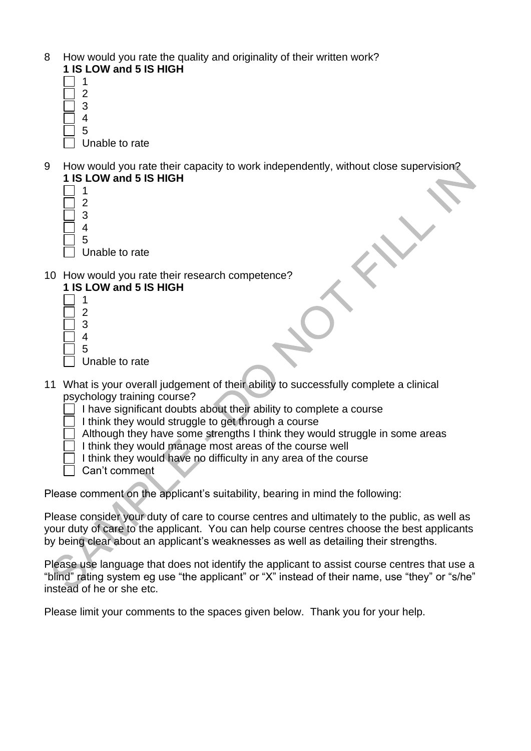8 How would you rate the quality and originality of their written work?
**1 IS LOW and 5 IS HIGH**

- [ ] 1
- [ ] 2
- [ ] 3
- [ ] 4
- [ ] 5
- [ ] Unable to rate

9 How would you rate their capacity to work independently, without close supervision?
**1 IS LOW and 5 IS HIGH**

- [ ] 1
- [ ] 2
- [ ] 3
- [ ] 4
- [ ] 5
- [ ] Unable to rate

10 How would you rate their research competence?
**1 IS LOW and 5 IS HIGH**

- [ ] 1
- [ ] 2
- [ ] 3
- [ ] 4
- [ ] 5
- [ ] Unable to rate

11 What is your overall judgement of their ability to successfully complete a clinical psychology training course?

- [ ] I have significant doubts about their ability to complete a course
- [ ] I think they would struggle to get through a course
- [ ] Although they have some strengths I think they would struggle in some areas
- [ ] I think they would manage most areas of the course well
- [ ] I think they would have no difficulty in any area of the course
- [ ] Can't comment

Please comment on the applicant's suitability, bearing in mind the following:

Please consider your duty of care to course centres and ultimately to the public, as well as your duty of care to the applicant. You can help course centres choose the best applicants by being clear about an applicant's weaknesses as well as detailing their strengths.

Please use language that does not identify the applicant to assist course centres that use a "blind" rating system eg use "the applicant" or "X" instead of their name, use "they" or "s/he" instead of he or she etc.

Please limit your comments to the spaces given below. Thank you for your help.

SAMPLE - DO NOT FILL IN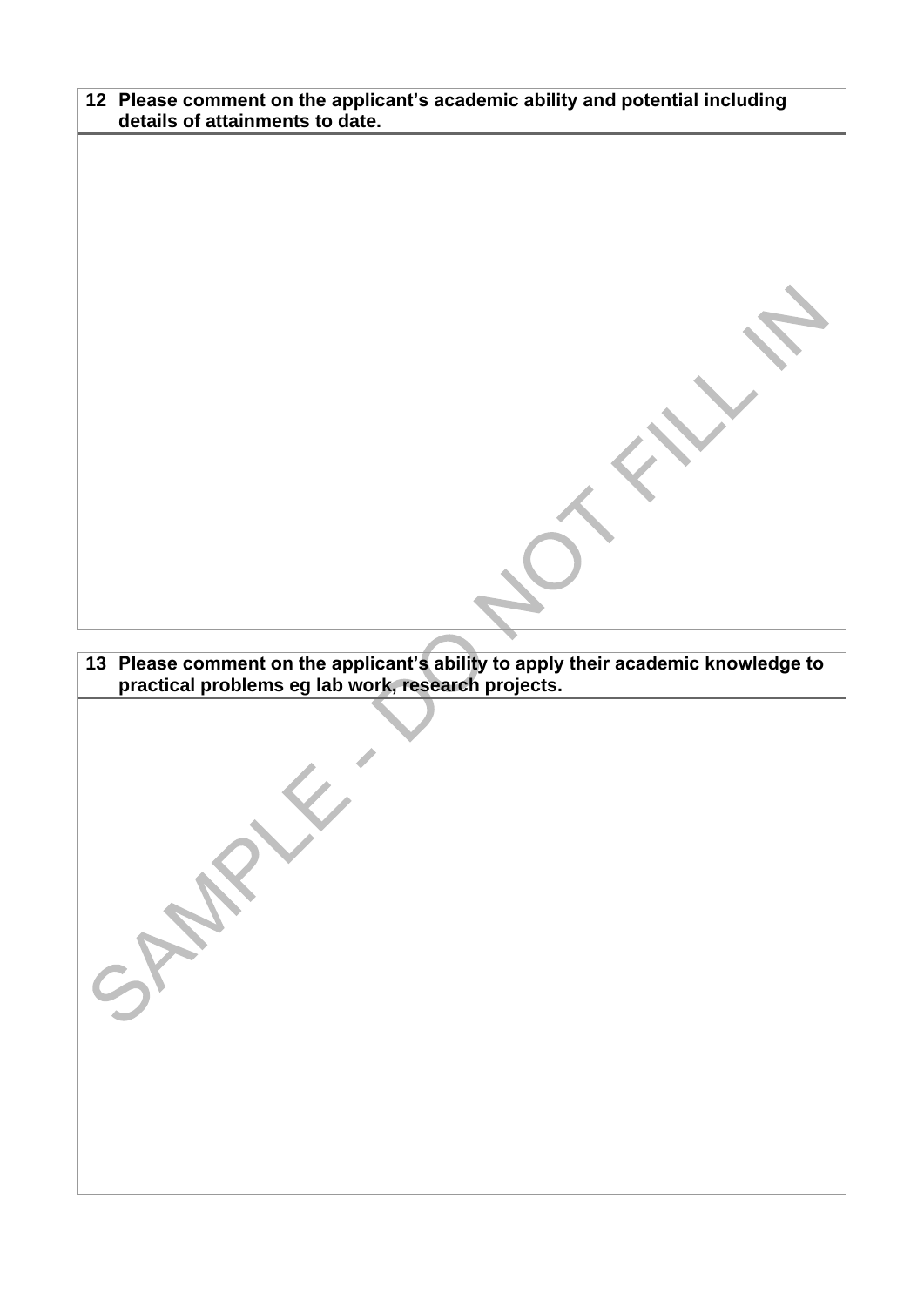| 12 | Please comment on the applicant's academic ability and potential including details of attainments to date. |
|---|---|
| | |

SAMPLE - DO NOT FILL IN

| 13 | Please comment on the applicant's ability to apply their academic knowledge to practical problems eg lab work, research projects. |
|---|---|
| | |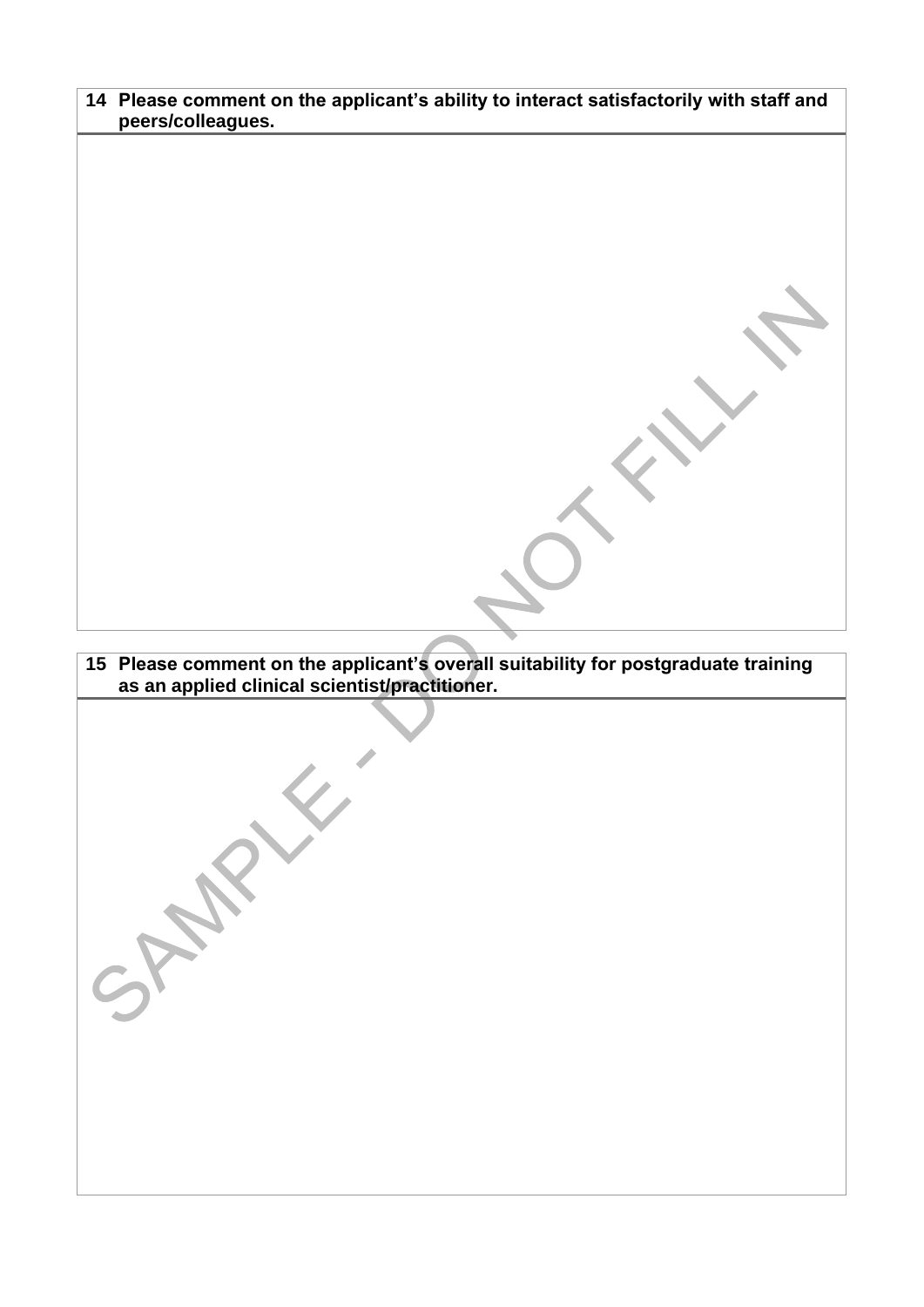**14 Please comment on the applicant's ability to interact satisfactorily with staff and peers/colleagues.**

**15 Please comment on the applicant's overall suitability for postgraduate training as an applied clinical scientist/practitioner.**

SAMPLE - DO NOT FILL IN